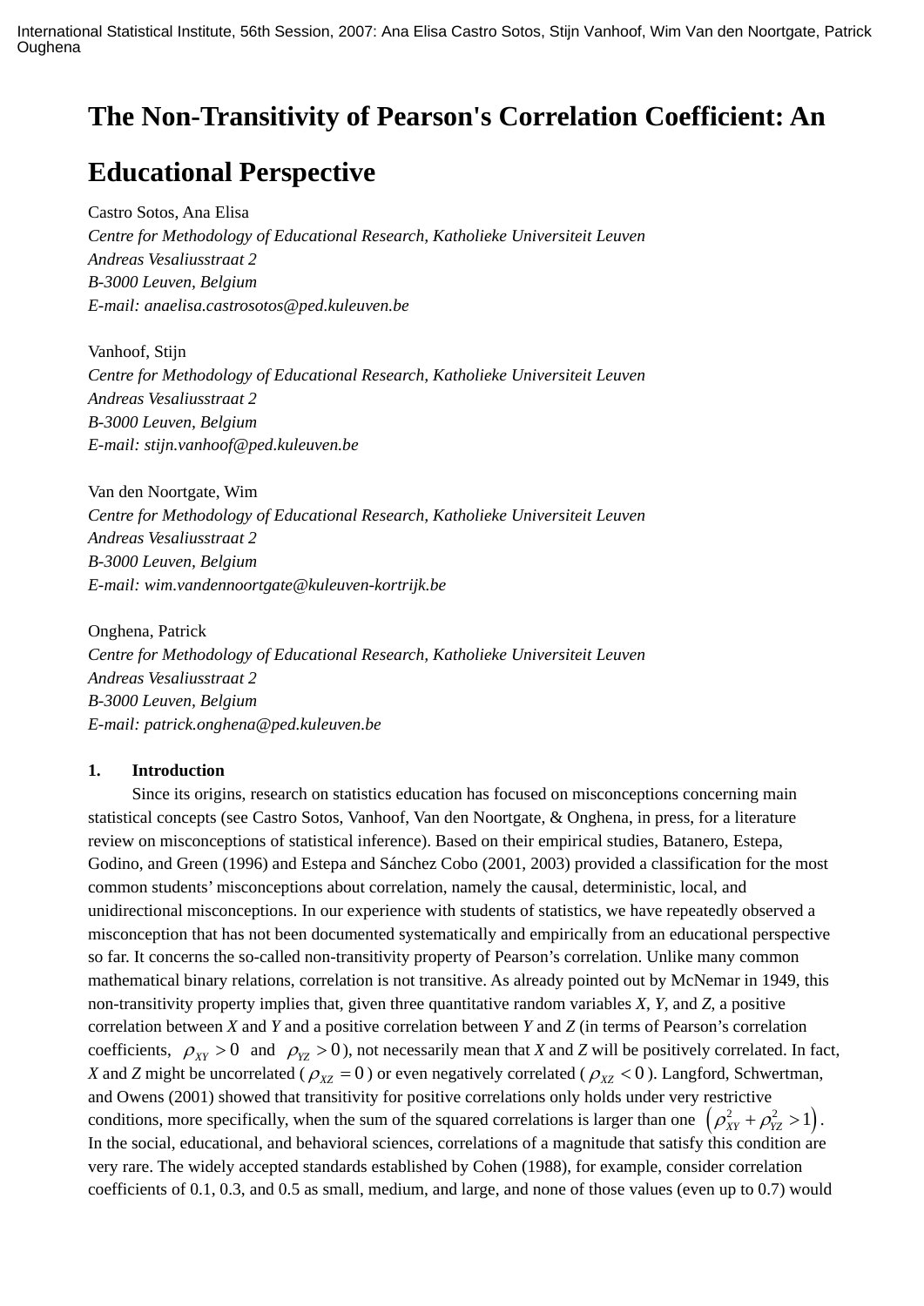# The Non-Transitivity of Pearson's Correlation Coefficient: An Educational Perspective

Castro Sotos, Ana Elisa
*Centre for Methodology of Educational Research, Katholieke Universiteit Leuven*
*Andreas Vesaliusstraat 2*
*B-3000 Leuven, Belgium*
*E-mail: anaelisa.castrosotos@ped.kuleuven.be*

Vanhoof, Stijn
*Centre for Methodology of Educational Research, Katholieke Universiteit Leuven*
*Andreas Vesaliusstraat 2*
*B-3000 Leuven, Belgium*
*E-mail: stijn.vanhoof@ped.kuleuven.be*

Van den Noortgate, Wim
*Centre for Methodology of Educational Research, Katholieke Universiteit Leuven*
*Andreas Vesaliusstraat 2*
*B-3000 Leuven, Belgium*
*E-mail: wim.vandennoortgate@kuleuven-kortrijk.be*

Onghena, Patrick
*Centre for Methodology of Educational Research, Katholieke Universiteit Leuven*
*Andreas Vesaliusstraat 2*
*B-3000 Leuven, Belgium*
*E-mail: patrick.onghena@ped.kuleuven.be*

## 1. Introduction

Since its origins, research on statistics education has focused on misconceptions concerning main statistical concepts (see Castro Sotos, Vanhoof, Van den Noortgate, & Onghena, in press, for a literature review on misconceptions of statistical inference). Based on their empirical studies, Batanero, Estepa, Godino, and Green (1996) and Estepa and Sánchez Cobo (2001, 2003) provided a classification for the most common students' misconceptions about correlation, namely the causal, deterministic, local, and unidirectional misconceptions. In our experience with students of statistics, we have repeatedly observed a misconception that has not been documented systematically and empirically from an educational perspective so far. It concerns the so-called non-transitivity property of Pearson's correlation. Unlike many common mathematical binary relations, correlation is not transitive. As already pointed out by McNemar in 1949, this non-transitivity property implies that, given three quantitative random variables *X*, *Y*, and *Z*, a positive correlation between *X* and *Y* and a positive correlation between *Y* and *Z* (in terms of Pearson's correlation coefficients, $\rho_{XY} > 0$ and $\rho_{YZ} > 0$), not necessarily mean that *X* and *Z* will be positively correlated. In fact, *X* and *Z* might be uncorrelated ($\rho_{XZ} = 0$) or even negatively correlated ($\rho_{XZ} < 0$). Langford, Schwertman, and Owens (2001) showed that transitivity for positive correlations only holds under very restrictive conditions, more specifically, when the sum of the squared correlations is larger than one $\left(\rho_{XY}^2 + \rho_{YZ}^2 > 1\right)$. In the social, educational, and behavioral sciences, correlations of a magnitude that satisfy this condition are very rare. The widely accepted standards established by Cohen (1988), for example, consider correlation coefficients of 0.1, 0.3, and 0.5 as small, medium, and large, and none of those values (even up to 0.7) would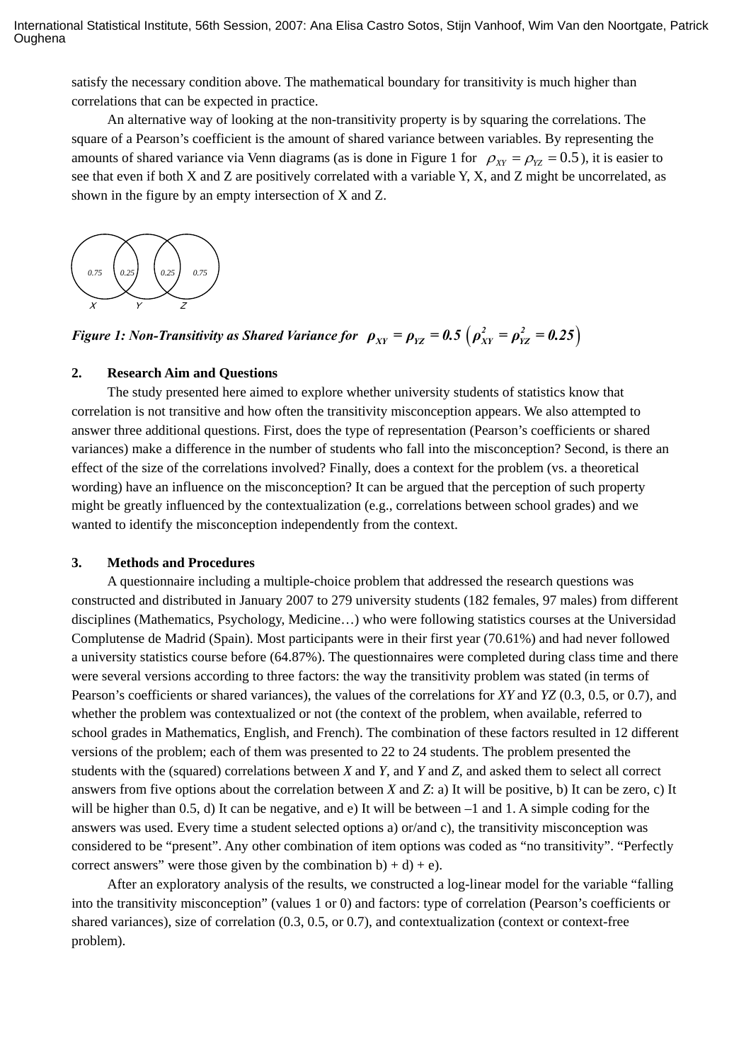satisfy the necessary condition above. The mathematical boundary for transitivity is much higher than correlations that can be expected in practice.

An alternative way of looking at the non-transitivity property is by squaring the correlations. The square of a Pearson's coefficient is the amount of shared variance between variables. By representing the amounts of shared variance via Venn diagrams (as is done in Figure 1 for $\rho_{XY} = \rho_{YZ} = 0.5$), it is easier to see that even if both X and Z are positively correlated with a variable Y, X, and Z might be uncorrelated, as shown in the figure by an empty intersection of X and Z.

*Figure 1: Non-Transitivity as Shared Variance for* $\rho_{XY} = \rho_{YZ} = 0.5 \left(\rho_{XY}^2 = \rho_{YZ}^2 = 0.25\right)$

## 2. Research Aim and Questions

The study presented here aimed to explore whether university students of statistics know that correlation is not transitive and how often the transitivity misconception appears. We also attempted to answer three additional questions. First, does the type of representation (Pearson's coefficients or shared variances) make a difference in the number of students who fall into the misconception? Second, is there an effect of the size of the correlations involved? Finally, does a context for the problem (vs. a theoretical wording) have an influence on the misconception? It can be argued that the perception of such property might be greatly influenced by the contextualization (e.g., correlations between school grades) and we wanted to identify the misconception independently from the context.

## 3. Methods and Procedures

A questionnaire including a multiple-choice problem that addressed the research questions was constructed and distributed in January 2007 to 279 university students (182 females, 97 males) from different disciplines (Mathematics, Psychology, Medicine…) who were following statistics courses at the Universidad Complutense de Madrid (Spain). Most participants were in their first year (70.61%) and had never followed a university statistics course before (64.87%). The questionnaires were completed during class time and there were several versions according to three factors: the way the transitivity problem was stated (in terms of Pearson's coefficients or shared variances), the values of the correlations for *XY* and *YZ* (0.3, 0.5, or 0.7), and whether the problem was contextualized or not (the context of the problem, when available, referred to school grades in Mathematics, English, and French). The combination of these factors resulted in 12 different versions of the problem; each of them was presented to 22 to 24 students. The problem presented the students with the (squared) correlations between *X* and *Y*, and *Y* and *Z*, and asked them to select all correct answers from five options about the correlation between *X* and *Z*: a) It will be positive, b) It can be zero, c) It will be higher than 0.5, d) It can be negative, and e) It will be between –1 and 1. A simple coding for the answers was used. Every time a student selected options a) or/and c), the transitivity misconception was considered to be "present". Any other combination of item options was coded as "no transitivity". "Perfectly correct answers" were those given by the combination b) + d) + e).

After an exploratory analysis of the results, we constructed a log-linear model for the variable "falling into the transitivity misconception" (values 1 or 0) and factors: type of correlation (Pearson's coefficients or shared variances), size of correlation (0.3, 0.5, or 0.7), and contextualization (context or context-free problem).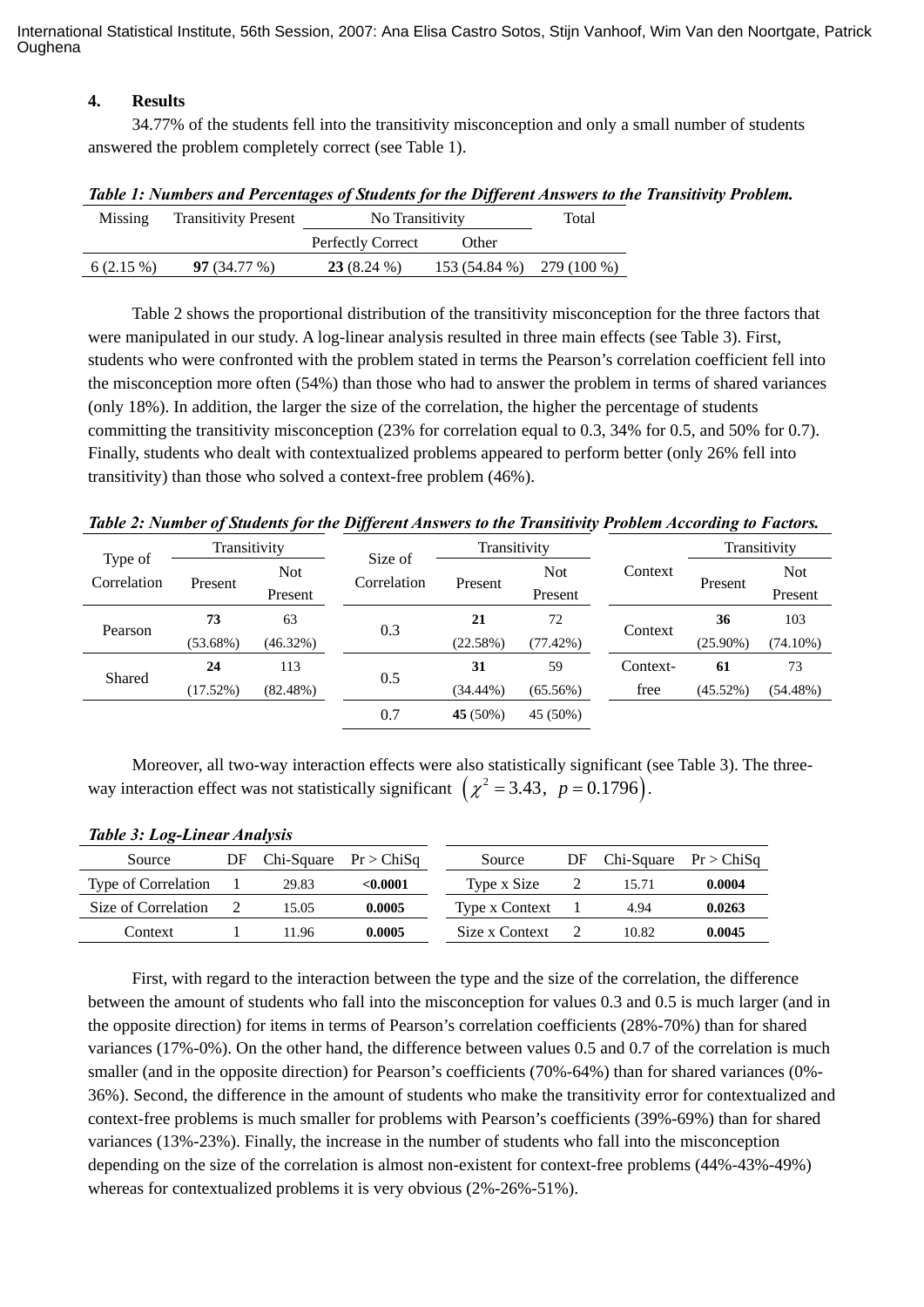## 4. Results

34.77% of the students fell into the transitivity misconception and only a small number of students answered the problem completely correct (see Table 1).

***Table 1: Numbers and Percentages of Students for the Different Answers to the Transitivity Problem.***

| Missing | Transitivity Present | No Transitivity | | Total |
|---|---|---|---|---|
| | | Perfectly Correct | Other | |
| 6 (2.15 %) | **97** (34.77 %) | **23** (8.24 %) | 153 (54.84 %) | 279 (100 %) |

Table 2 shows the proportional distribution of the transitivity misconception for the three factors that were manipulated in our study. A log-linear analysis resulted in three main effects (see Table 3). First, students who were confronted with the problem stated in terms the Pearson's correlation coefficient fell into the misconception more often (54%) than those who had to answer the problem in terms of shared variances (only 18%). In addition, the larger the size of the correlation, the higher the percentage of students committing the transitivity misconception (23% for correlation equal to 0.3, 34% for 0.5, and 50% for 0.7). Finally, students who dealt with contextualized problems appeared to perform better (only 26% fell into transitivity) than those who solved a context-free problem (46%).

***Table 2: Number of Students for the Different Answers to the Transitivity Problem According to Factors.***

| Type of Correlation | Transitivity | | Size of Correlation | Transitivity | | Context | Transitivity | |
|---|---|---|---|---|---|---|---|---|
| | Present | Not Present | | Present | Not Present | | Present | Not Present |
| Pearson | **73** (53.68%) | 63 (46.32%) | 0.3 | **21** (22.58%) | 72 (77.42%) | Context | **36** (25.90%) | 103 (74.10%) |
| Shared | **24** (17.52%) | 113 (82.48%) | 0.5 | **31** (34.44%) | 59 (65.56%) | Context-free | **61** (45.52%) | 73 (54.48%) |
| | | | 0.7 | **45** (50%) | 45 (50%) | | | |

Moreover, all two-way interaction effects were also statistically significant (see Table 3). The three-way interaction effect was not statistically significant $\left(\chi^2 = 3.43,\ p = 0.1796\right)$.

***Table 3: Log-Linear Analysis***

| Source | DF | Chi-Square | Pr > ChiSq | Source | DF | Chi-Square | Pr > ChiSq |
|---|---|---|---|---|---|---|---|
| Type of Correlation | 1 | 29.83 | **<0.0001** | Type x Size | 2 | 15.71 | **0.0004** |
| Size of Correlation | 2 | 15.05 | **0.0005** | Type x Context | 1 | 4.94 | **0.0263** |
| Context | 1 | 11.96 | **0.0005** | Size x Context | 2 | 10.82 | **0.0045** |

First, with regard to the interaction between the type and the size of the correlation, the difference between the amount of students who fall into the misconception for values 0.3 and 0.5 is much larger (and in the opposite direction) for items in terms of Pearson's correlation coefficients (28%-70%) than for shared variances (17%-0%). On the other hand, the difference between values 0.5 and 0.7 of the correlation is much smaller (and in the opposite direction) for Pearson's coefficients (70%-64%) than for shared variances (0%-36%). Second, the difference in the amount of students who make the transitivity error for contextualized and context-free problems is much smaller for problems with Pearson's coefficients (39%-69%) than for shared variances (13%-23%). Finally, the increase in the number of students who fall into the misconception depending on the size of the correlation is almost non-existent for context-free problems (44%-43%-49%) whereas for contextualized problems it is very obvious (2%-26%-51%).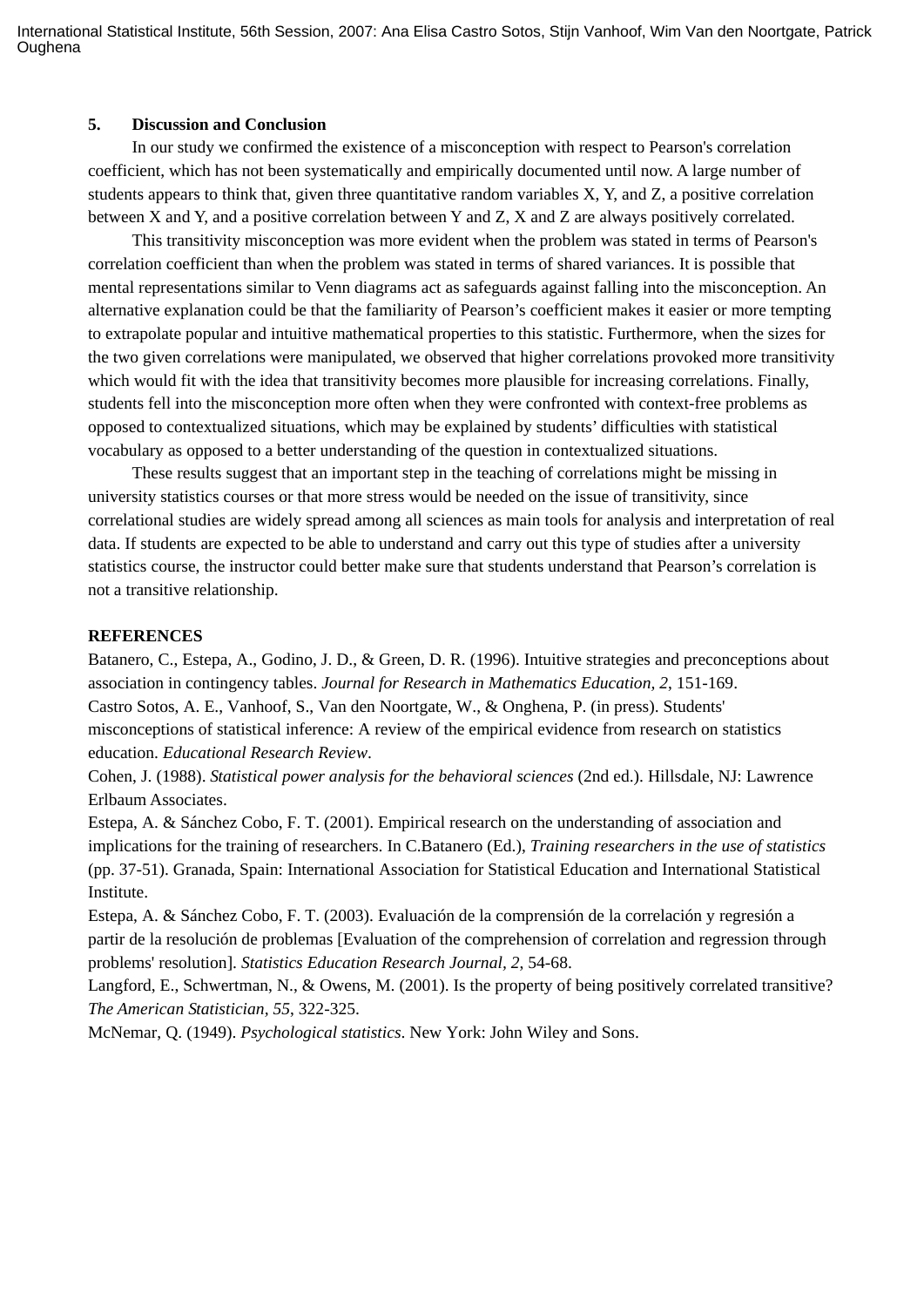## 5. Discussion and Conclusion

In our study we confirmed the existence of a misconception with respect to Pearson's correlation coefficient, which has not been systematically and empirically documented until now. A large number of students appears to think that, given three quantitative random variables X, Y, and Z, a positive correlation between X and Y, and a positive correlation between Y and Z, X and Z are always positively correlated.

This transitivity misconception was more evident when the problem was stated in terms of Pearson's correlation coefficient than when the problem was stated in terms of shared variances. It is possible that mental representations similar to Venn diagrams act as safeguards against falling into the misconception. An alternative explanation could be that the familiarity of Pearson's coefficient makes it easier or more tempting to extrapolate popular and intuitive mathematical properties to this statistic. Furthermore, when the sizes for the two given correlations were manipulated, we observed that higher correlations provoked more transitivity which would fit with the idea that transitivity becomes more plausible for increasing correlations. Finally, students fell into the misconception more often when they were confronted with context-free problems as opposed to contextualized situations, which may be explained by students' difficulties with statistical vocabulary as opposed to a better understanding of the question in contextualized situations.

These results suggest that an important step in the teaching of correlations might be missing in university statistics courses or that more stress would be needed on the issue of transitivity, since correlational studies are widely spread among all sciences as main tools for analysis and interpretation of real data. If students are expected to be able to understand and carry out this type of studies after a university statistics course, the instructor could better make sure that students understand that Pearson's correlation is not a transitive relationship.

## REFERENCES

Batanero, C., Estepa, A., Godino, J. D., & Green, D. R. (1996). Intuitive strategies and preconceptions about association in contingency tables. *Journal for Research in Mathematics Education, 2*, 151-169.

Castro Sotos, A. E., Vanhoof, S., Van den Noortgate, W., & Onghena, P. (in press). Students' misconceptions of statistical inference: A review of the empirical evidence from research on statistics education. *Educational Research Review*.

Cohen, J. (1988). *Statistical power analysis for the behavioral sciences* (2nd ed.). Hillsdale, NJ: Lawrence Erlbaum Associates.

Estepa, A. & Sánchez Cobo, F. T. (2001). Empirical research on the understanding of association and implications for the training of researchers. In C.Batanero (Ed.), *Training researchers in the use of statistics* (pp. 37-51). Granada, Spain: International Association for Statistical Education and International Statistical Institute.

Estepa, A. & Sánchez Cobo, F. T. (2003). Evaluación de la comprensión de la correlación y regresión a partir de la resolución de problemas [Evaluation of the comprehension of correlation and regression through problems' resolution]. *Statistics Education Research Journal, 2*, 54-68.

Langford, E., Schwertman, N., & Owens, M. (2001). Is the property of being positively correlated transitive? *The American Statistician*, *55*, 322-325.

McNemar, Q. (1949). *Psychological statistics*. New York: John Wiley and Sons.